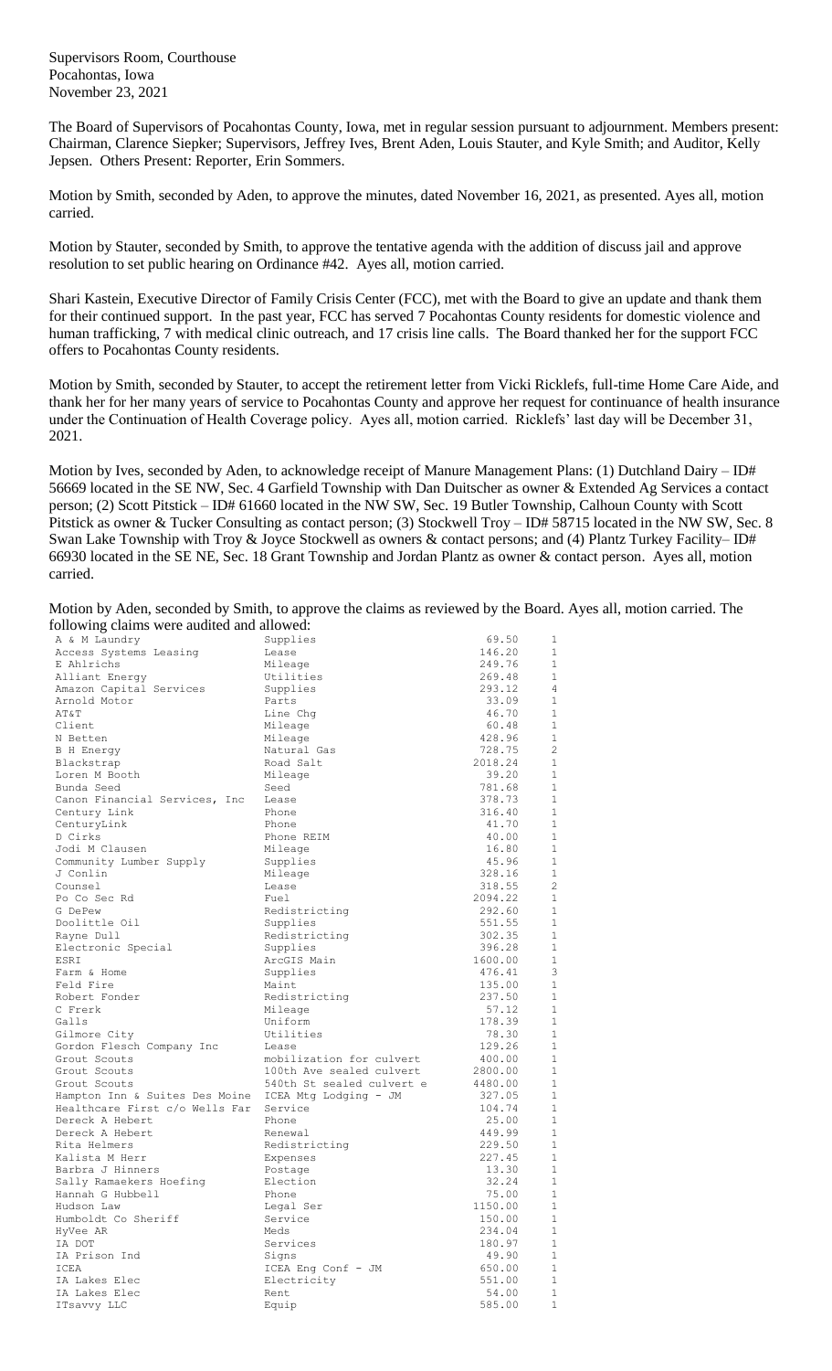Supervisors Room, Courthouse
Pocahontas, Iowa
November 23, 2021

The Board of Supervisors of Pocahontas County, Iowa, met in regular session pursuant to adjournment. Members present: Chairman, Clarence Siepker; Supervisors, Jeffrey Ives, Brent Aden, Louis Stauter, and Kyle Smith; and Auditor, Kelly Jepsen. Others Present: Reporter, Erin Sommers.

Motion by Smith, seconded by Aden, to approve the minutes, dated November 16, 2021, as presented. Ayes all, motion carried.

Motion by Stauter, seconded by Smith, to approve the tentative agenda with the addition of discuss jail and approve resolution to set public hearing on Ordinance #42. Ayes all, motion carried.

Shari Kastein, Executive Director of Family Crisis Center (FCC), met with the Board to give an update and thank them for their continued support. In the past year, FCC has served 7 Pocahontas County residents for domestic violence and human trafficking, 7 with medical clinic outreach, and 17 crisis line calls. The Board thanked her for the support FCC offers to Pocahontas County residents.

Motion by Smith, seconded by Stauter, to accept the retirement letter from Vicki Ricklefs, full-time Home Care Aide, and thank her for her many years of service to Pocahontas County and approve her request for continuance of health insurance under the Continuation of Health Coverage policy. Ayes all, motion carried. Ricklefs' last day will be December 31, 2021.

Motion by Ives, seconded by Aden, to acknowledge receipt of Manure Management Plans: (1) Dutchland Dairy – ID# 56669 located in the SE NW, Sec. 4 Garfield Township with Dan Duitscher as owner & Extended Ag Services a contact person; (2) Scott Pitstick – ID# 61660 located in the NW SW, Sec. 19 Butler Township, Calhoun County with Scott Pitstick as owner & Tucker Consulting as contact person; (3) Stockwell Troy – ID# 58715 located in the NW SW, Sec. 8 Swan Lake Township with Troy & Joyce Stockwell as owners & contact persons; and (4) Plantz Turkey Facility– ID# 66930 located in the SE NE, Sec. 18 Grant Township and Jordan Plantz as owner & contact person. Ayes all, motion carried.

Motion by Aden, seconded by Smith, to approve the claims as reviewed by the Board. Ayes all, motion carried. The following claims were audited and allowed:

| | | | |
|---|---|---|---|
| A & M Laundry | Supplies | 69.50 | 1 |
| Access Systems Leasing | Lease | 146.20 | 1 |
| E Ahlrichs | Mileage | 249.76 | 1 |
| Alliant Energy | Utilities | 269.48 | 1 |
| Amazon Capital Services | Supplies | 293.12 | 4 |
| Arnold Motor | Parts | 33.09 | 1 |
| AT&T | Line Chg | 46.70 | 1 |
| Client | Mileage | 60.48 | 1 |
| N Betten | Mileage | 428.96 | 1 |
| B H Energy | Natural Gas | 728.75 | 2 |
| Blackstrap | Road Salt | 2018.24 | 1 |
| Loren M Booth | Mileage | 39.20 | 1 |
| Bunda Seed | Seed | 781.68 | 1 |
| Canon Financial Services, Inc | Lease | 378.73 | 1 |
| Century Link | Phone | 316.40 | 1 |
| CenturyLink | Phone | 41.70 | 1 |
| D Cirks | Phone REIM | 40.00 | 1 |
| Jodi M Clausen | Mileage | 16.80 | 1 |
| Community Lumber Supply | Supplies | 45.96 | 1 |
| J Conlin | Mileage | 328.16 | 1 |
| Counsel | Lease | 318.55 | 2 |
| Po Co Sec Rd | Fuel | 2094.22 | 1 |
| G DePew | Redistricting | 292.60 | 1 |
| Doolittle Oil | Supplies | 551.55 | 1 |
| Rayne Dull | Redistricting | 302.35 | 1 |
| Electronic Special | Supplies | 396.28 | 1 |
| ESRI | ArcGIS Main | 1600.00 | 1 |
| Farm & Home | Supplies | 476.41 | 3 |
| Feld Fire | Maint | 135.00 | 1 |
| Robert Fonder | Redistricting | 237.50 | 1 |
| C Frerk | Mileage | 57.12 | 1 |
| Galls | Uniform | 178.39 | 1 |
| Gilmore City | Utilities | 78.30 | 1 |
| Gordon Flesch Company Inc | Lease | 129.26 | 1 |
| Grout Scouts | mobilization for culvert | 400.00 | 1 |
| Grout Scouts | 100th Ave sealed culvert | 2800.00 | 1 |
| Grout Scouts | 540th St sealed culvert e | 4480.00 | 1 |
| Hampton Inn & Suites Des Moine | ICEA Mtg Lodging - JM | 327.05 | 1 |
| Healthcare First c/o Wells Far | Service | 104.74 | 1 |
| Dereck A Hebert | Phone | 25.00 | 1 |
| Dereck A Hebert | Renewal | 449.99 | 1 |
| Rita Helmers | Redistricting | 229.50 | 1 |
| Kalista M Herr | Expenses | 227.45 | 1 |
| Barbra J Hinners | Postage | 13.30 | 1 |
| Sally Ramaekers Hoefing | Election | 32.24 | 1 |
| Hannah G Hubbell | Phone | 75.00 | 1 |
| Hudson Law | Legal Ser | 1150.00 | 1 |
| Humboldt Co Sheriff | Service | 150.00 | 1 |
| HyVee AR | Meds | 234.04 | 1 |
| IA DOT | Services | 180.97 | 1 |
| IA Prison Ind | Signs | 49.90 | 1 |
| ICEA | ICEA Eng Conf - JM | 650.00 | 1 |
| IA Lakes Elec | Electricity | 551.00 | 1 |
| IA Lakes Elec | Rent | 54.00 | 1 |
| ITsavvy LLC | Equip | 585.00 | 1 |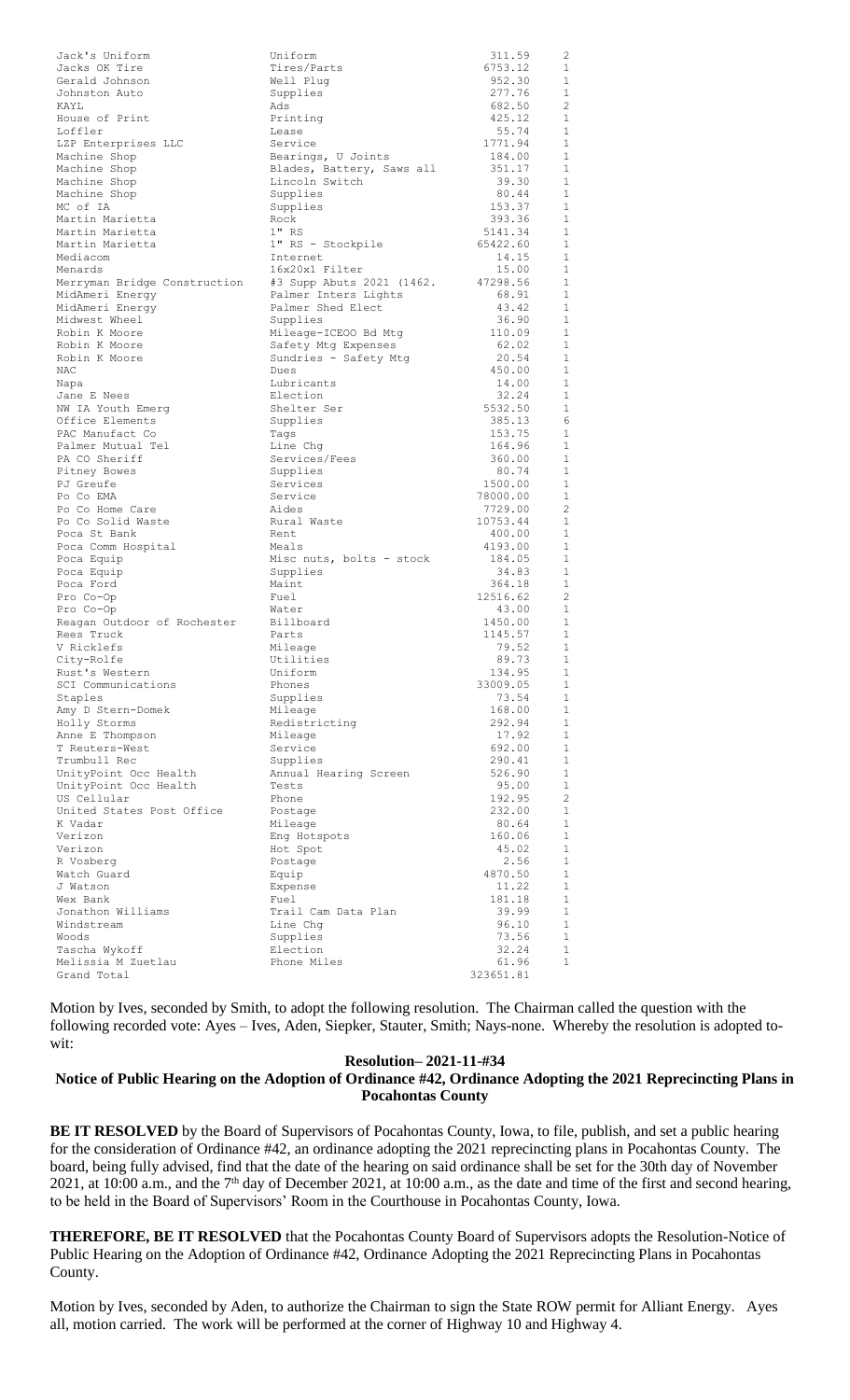| | | | |
|---|---|---|---|
| Jack's Uniform | Uniform | 311.59 | 2 |
| Jacks OK Tire | Tires/Parts | 6753.12 | 1 |
| Gerald Johnson | Well Plug | 952.30 | 1 |
| Johnston Auto | Supplies | 277.76 | 1 |
| KAYL | Ads | 682.50 | 2 |
| House of Print | Printing | 425.12 | 1 |
| Loffler | Lease | 55.74 | 1 |
| LZP Enterprises LLC | Service | 1771.94 | 1 |
| Machine Shop | Bearings, U Joints | 184.00 | 1 |
| Machine Shop | Blades, Battery, Saws all | 351.17 | 1 |
| Machine Shop | Lincoln Switch | 39.30 | 1 |
| Machine Shop | Supplies | 80.44 | 1 |
| MC of IA | Supplies | 153.37 | 1 |
| Martin Marietta | Rock | 393.36 | 1 |
| Martin Marietta | 1" RS | 5141.34 | 1 |
| Martin Marietta | 1" RS - Stockpile | 65422.60 | 1 |
| Mediacom | Internet | 14.15 | 1 |
| Menards | 16x20x1 Filter | 15.00 | 1 |
| Merryman Bridge Construction | #3 Supp Abuts 2021 (1462. | 47298.56 | 1 |
| MidAmeri Energy | Palmer Inters Lights | 68.91 | 1 |
| MidAmeri Energy | Palmer Shed Elect | 43.42 | 1 |
| Midwest Wheel | Supplies | 36.90 | 1 |
| Robin K Moore | Mileage-ICEOO Bd Mtg | 110.09 | 1 |
| Robin K Moore | Safety Mtg Expenses | 62.02 | 1 |
| Robin K Moore | Sundries - Safety Mtg | 20.54 | 1 |
| NAC | Dues | 450.00 | 1 |
| Napa | Lubricants | 14.00 | 1 |
| Jane E Nees | Election | 32.24 | 1 |
| NW IA Youth Emerg | Shelter Ser | 5532.50 | 1 |
| Office Elements | Supplies | 385.13 | 6 |
| PAC Manufact Co | Tags | 153.75 | 1 |
| Palmer Mutual Tel | Line Chg | 164.96 | 1 |
| PA CO Sheriff | Services/Fees | 360.00 | 1 |
| Pitney Bowes | Supplies | 80.74 | 1 |
| PJ Greufe | Services | 1500.00 | 1 |
| Po Co EMA | Service | 78000.00 | 1 |
| Po Co Home Care | Aides | 7729.00 | 2 |
| Po Co Solid Waste | Rural Waste | 10753.44 | 1 |
| Poca St Bank | Rent | 400.00 | 1 |
| Poca Comm Hospital | Meals | 4193.00 | 1 |
| Poca Equip | Misc nuts, bolts - stock | 184.05 | 1 |
| Poca Equip | Supplies | 34.83 | 1 |
| Poca Ford | Maint | 364.18 | 1 |
| Pro Co-Op | Fuel | 12516.62 | 2 |
| Pro Co-Op | Water | 43.00 | 1 |
| Reagan Outdoor of Rochester | Billboard | 1450.00 | 1 |
| Rees Truck | Parts | 1145.57 | 1 |
| V Ricklefs | Mileage | 79.52 | 1 |
| City-Rolfe | Utilities | 89.73 | 1 |
| Rust's Western | Uniform | 134.95 | 1 |
| SCI Communications | Phones | 33009.05 | 1 |
| Staples | Supplies | 73.54 | 1 |
| Amy D Stern-Domek | Mileage | 168.00 | 1 |
| Holly Storms | Redistricting | 292.94 | 1 |
| Anne E Thompson | Mileage | 17.92 | 1 |
| T Reuters-West | Service | 692.00 | 1 |
| Trumbull Rec | Supplies | 290.41 | 1 |
| UnityPoint Occ Health | Annual Hearing Screen | 526.90 | 1 |
| UnityPoint Occ Health | Tests | 95.00 | 1 |
| US Cellular | Phone | 192.95 | 2 |
| United States Post Office | Postage | 232.00 | 1 |
| K Vadar | Mileage | 80.64 | 1 |
| Verizon | Eng Hotspots | 160.06 | 1 |
| Verizon | Hot Spot | 45.02 | 1 |
| R Vosberg | Postage | 2.56 | 1 |
| Watch Guard | Equip | 4870.50 | 1 |
| J Watson | Expense | 11.22 | 1 |
| Wex Bank | Fuel | 181.18 | 1 |
| Jonathon Williams | Trail Cam Data Plan | 39.99 | 1 |
| Windstream | Line Chg | 96.10 | 1 |
| Woods | Supplies | 73.56 | 1 |
| Tascha Wykoff | Election | 32.24 | 1 |
| Melissia M Zuetlau | Phone Miles | 61.96 | 1 |
| Grand Total | | 323651.81 | |

Motion by Ives, seconded by Smith, to adopt the following resolution. The Chairman called the question with the following recorded vote: Ayes – Ives, Aden, Siepker, Stauter, Smith; Nays-none. Whereby the resolution is adopted to-wit:

**Resolution– 2021-11-#34**

**Notice of Public Hearing on the Adoption of Ordinance #42, Ordinance Adopting the 2021 Reprecincting Plans in Pocahontas County**

**BE IT RESOLVED** by the Board of Supervisors of Pocahontas County, Iowa, to file, publish, and set a public hearing for the consideration of Ordinance #42, an ordinance adopting the 2021 reprecincting plans in Pocahontas County. The board, being fully advised, find that the date of the hearing on said ordinance shall be set for the 30th day of November 2021, at 10:00 a.m., and the 7th day of December 2021, at 10:00 a.m., as the date and time of the first and second hearing, to be held in the Board of Supervisors' Room in the Courthouse in Pocahontas County, Iowa.

**THEREFORE, BE IT RESOLVED** that the Pocahontas County Board of Supervisors adopts the Resolution-Notice of Public Hearing on the Adoption of Ordinance #42, Ordinance Adopting the 2021 Reprecincting Plans in Pocahontas County.

Motion by Ives, seconded by Aden, to authorize the Chairman to sign the State ROW permit for Alliant Energy. Ayes all, motion carried. The work will be performed at the corner of Highway 10 and Highway 4.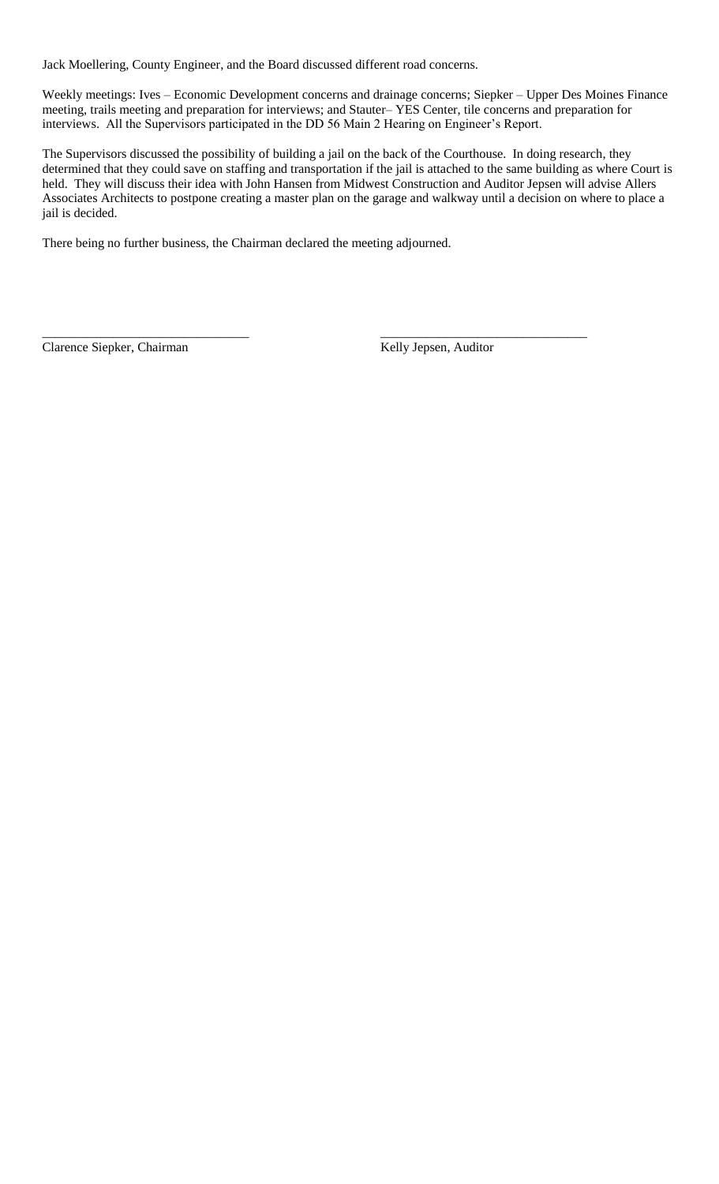Jack Moellering, County Engineer, and the Board discussed different road concerns.

Weekly meetings: Ives – Economic Development concerns and drainage concerns; Siepker – Upper Des Moines Finance meeting, trails meeting and preparation for interviews; and Stauter– YES Center, tile concerns and preparation for interviews. All the Supervisors participated in the DD 56 Main 2 Hearing on Engineer's Report.

The Supervisors discussed the possibility of building a jail on the back of the Courthouse. In doing research, they determined that they could save on staffing and transportation if the jail is attached to the same building as where Court is held. They will discuss their idea with John Hansen from Midwest Construction and Auditor Jepsen will advise Allers Associates Architects to postpone creating a master plan on the garage and walkway until a decision on where to place a jail is decided.

There being no further business, the Chairman declared the meeting adjourned.

_______________________________ _______________________________

Clarence Siepker, Chairman Kelly Jepsen, Auditor